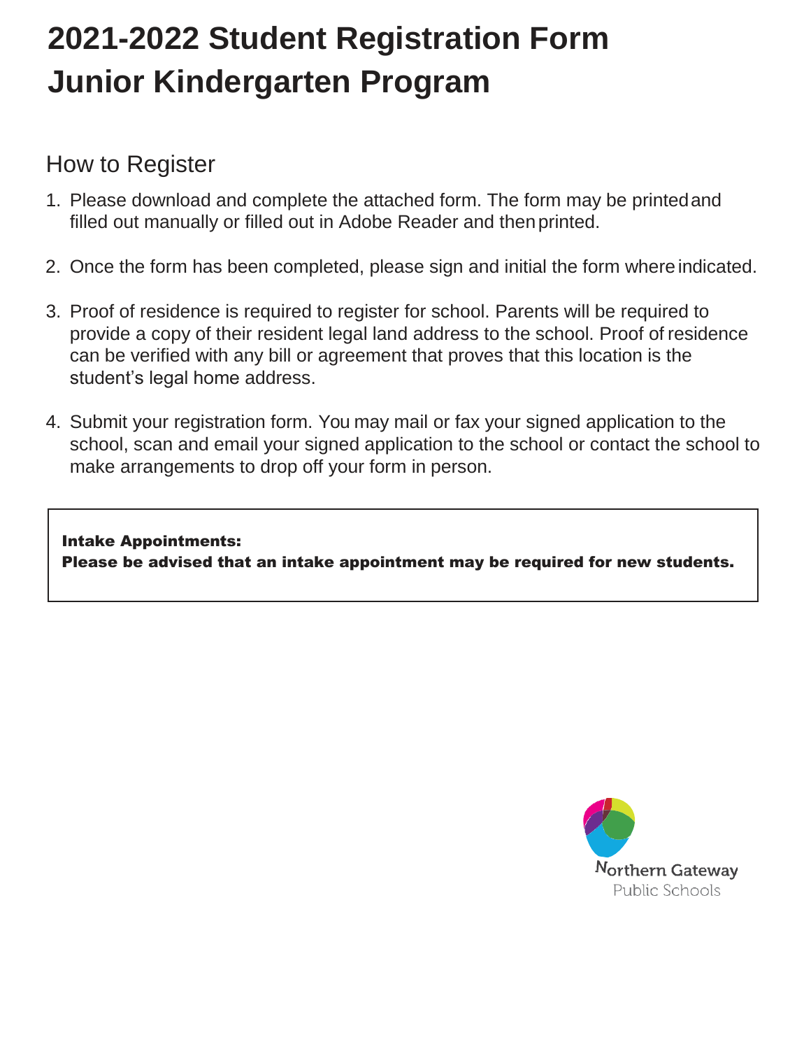# 2021-2022 Student Registration Form
# Junior Kindergarten Program

## How to Register

1. Please download and complete the attached form. The form may be printed and filled out manually or filled out in Adobe Reader and then printed.

2. Once the form has been completed, please sign and initial the form where indicated.

3. Proof of residence is required to register for school. Parents will be required to provide a copy of their resident legal land address to the school. Proof of residence can be verified with any bill or agreement that proves that this location is the student's legal home address.

4. Submit your registration form. You may mail or fax your signed application to the school, scan and email your signed application to the school or contact the school to make arrangements to drop off your form in person.

**Intake Appointments:**
**Please be advised that an intake appointment may be required for new students.**

Northern Gateway
Public Schools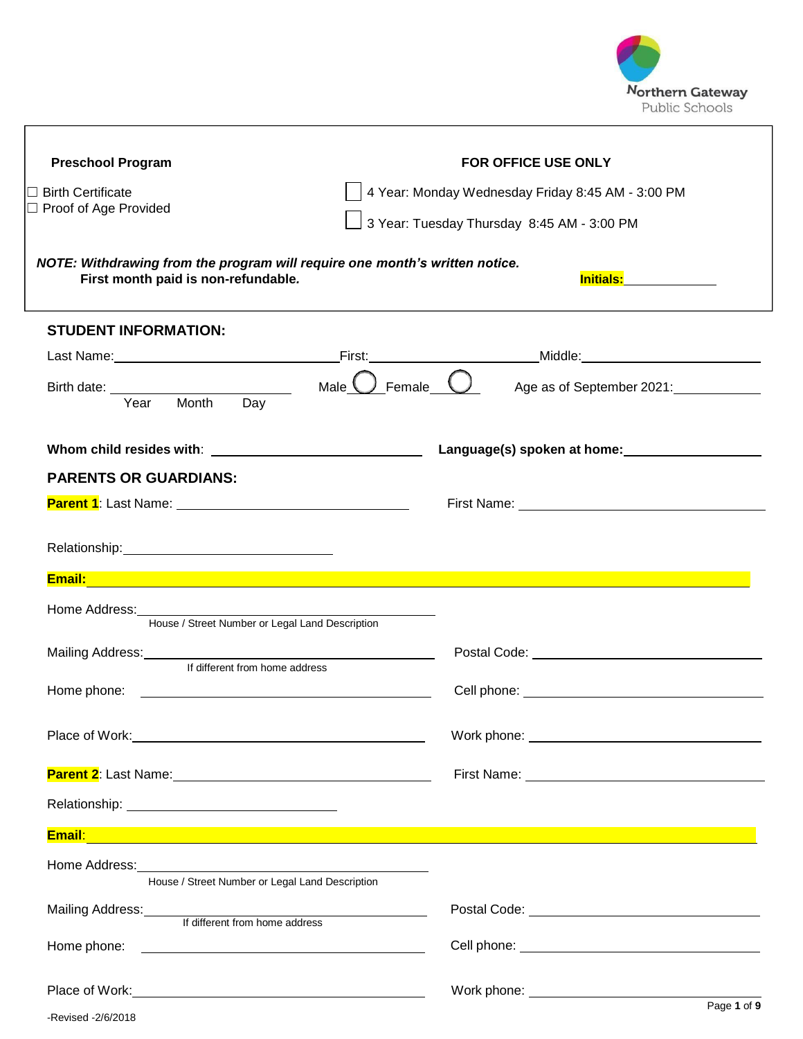Northern Gateway Public Schools

**Preschool Program**

☐ Birth Certificate
☐ Proof of Age Provided

**FOR OFFICE USE ONLY**

☐ 4 Year: Monday Wednesday Friday 8:45 AM - 3:00 PM

☐ 3 Year: Tuesday Thursday 8:45 AM - 3:00 PM

***NOTE: Withdrawing from the program will require one month's written notice.***
**First month paid is non-refundable.**

**Initials:** ____________

## STUDENT INFORMATION:

Last Name: ______________________ First: ______________________ Middle: ______________________

Birth date: ______________________ Male ◯ Female ◯ Age as of September 2021: ____________
Year Month Day

**Whom child resides with**: ______________________ **Language(s) spoken at home:** ______________________

## PARENTS OR GUARDIANS:

**Parent 1**: Last Name: ______________________ First Name: ______________________

Relationship: ______________________

**Email:** ______________________________________________

Home Address: ______________________
House / Street Number or Legal Land Description

Mailing Address: ______________________ Postal Code: ______________________
If different from home address

Home phone: ______________________ Cell phone: ______________________

Place of Work: ______________________ Work phone: ______________________

**Parent 2**: Last Name: ______________________ First Name: ______________________

Relationship: ______________________

**Email**: ______________________________________________

Home Address: ______________________
House / Street Number or Legal Land Description

Mailing Address: ______________________ Postal Code: ______________________
If different from home address

Home phone: ______________________ Cell phone: ______________________

Place of Work: ______________________ Work phone: ______________________

-Revised -2/6/2018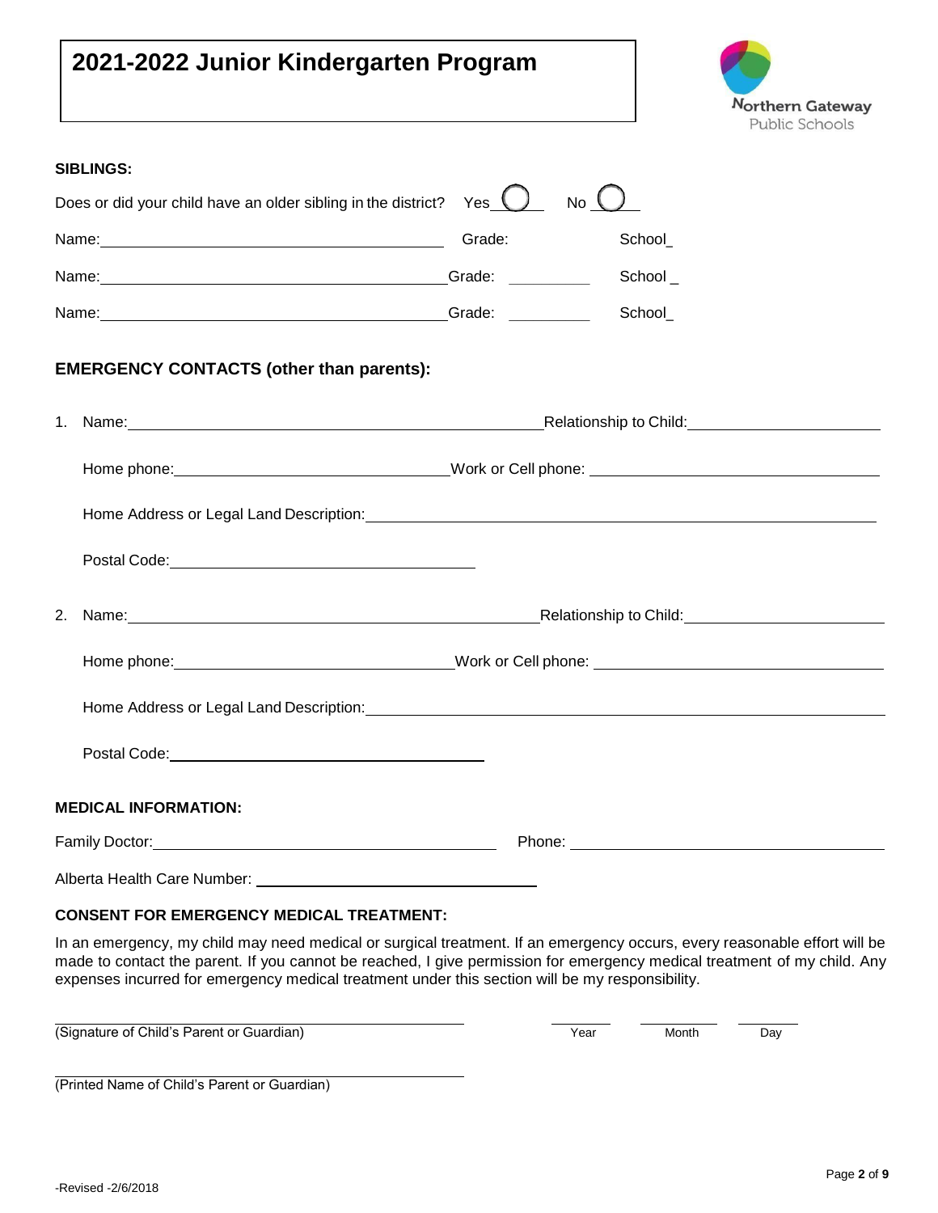# 2021-2022 Junior Kindergarten Program

Northern Gateway Public Schools

**SIBLINGS:**

Does or did your child have an older sibling in the district? Yes ◯ No ◯

Name: ________________________ Grade: __________ School_

Name: ________________________ Grade: __________ School _

Name: ________________________ Grade: __________ School_

## EMERGENCY CONTACTS (other than parents):

1. Name: ________________________ Relationship to Child: ________________________

   Home phone: ________________________ Work or Cell phone: ________________________

   Home Address or Legal Land Description: ________________________________________________

   Postal Code: ________________________

2. Name: ________________________ Relationship to Child: ________________________

   Home phone: ________________________ Work or Cell phone: ________________________

   Home Address or Legal Land Description: ________________________________________________

   Postal Code: ________________________

**MEDICAL INFORMATION:**

Family Doctor: ________________________ Phone: ________________________

Alberta Health Care Number: ________________________

**CONSENT FOR EMERGENCY MEDICAL TREATMENT:**

In an emergency, my child may need medical or surgical treatment. If an emergency occurs, every reasonable effort will be made to contact the parent. If you cannot be reached, I give permission for emergency medical treatment of my child. Any expenses incurred for emergency medical treatment under this section will be my responsibility.

________________________________________ ______ ______ ______
(Signature of Child's Parent or Guardian) Year Month Day

________________________________________
(Printed Name of Child's Parent or Guardian)

-Revised -2/6/2018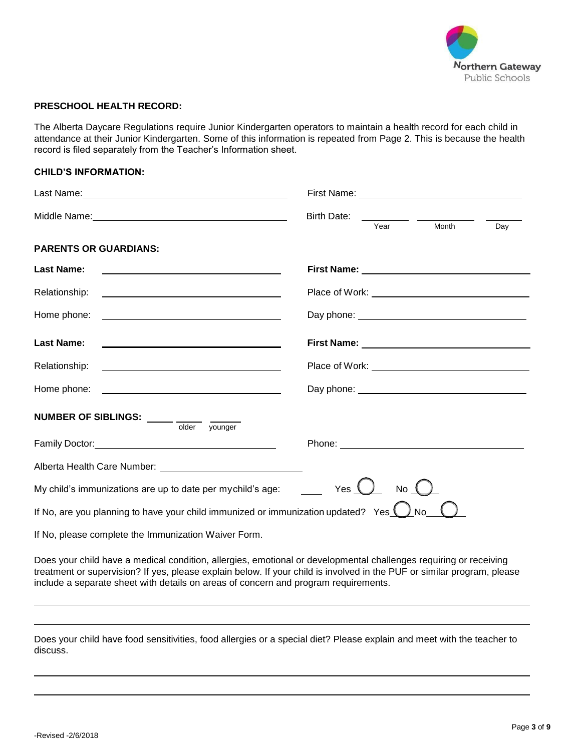**PRESCHOOL HEALTH RECORD:**

The Alberta Daycare Regulations require Junior Kindergarten operators to maintain a health record for each child in attendance at their Junior Kindergarten. Some of this information is repeated from Page 2. This is because the health record is filed separately from the Teacher's Information sheet.

**CHILD'S INFORMATION:**

Last Name: ______________________________ First Name: ______________________________

Middle Name: ______________________________ Birth Date: ________ ________ ________
Year Month Day

**PARENTS OR GUARDIANS:**

**Last Name:** ______________________________ **First Name:** ______________________________

Relationship: ______________________________ Place of Work: ______________________________

Home phone: ______________________________ Day phone: ______________________________

**Last Name:** ______________________________ **First Name:** ______________________________

Relationship: ______________________________ Place of Work: ______________________________

Home phone: ______________________________ Day phone: ______________________________

**NUMBER OF SIBLINGS:** _____ _____ older _____ younger

Family Doctor: ______________________________ Phone: ______________________________

Alberta Health Care Number: ______________________________

My child's immunizations are up to date per my child's age: ____ Yes ◯ No ◯

If No, are you planning to have your child immunized or immunization updated? Yes ◯ No ◯

If No, please complete the Immunization Waiver Form.

Does your child have a medical condition, allergies, emotional or developmental challenges requiring or receiving treatment or supervision? If yes, please explain below. If your child is involved in the PUF or similar program, please include a separate sheet with details on areas of concern and program requirements.

______________________________________________________________________

______________________________________________________________________

Does your child have food sensitivities, food allergies or a special diet? Please explain and meet with the teacher to discuss.

______________________________________________________________________

______________________________________________________________________

-Revised -2/6/2018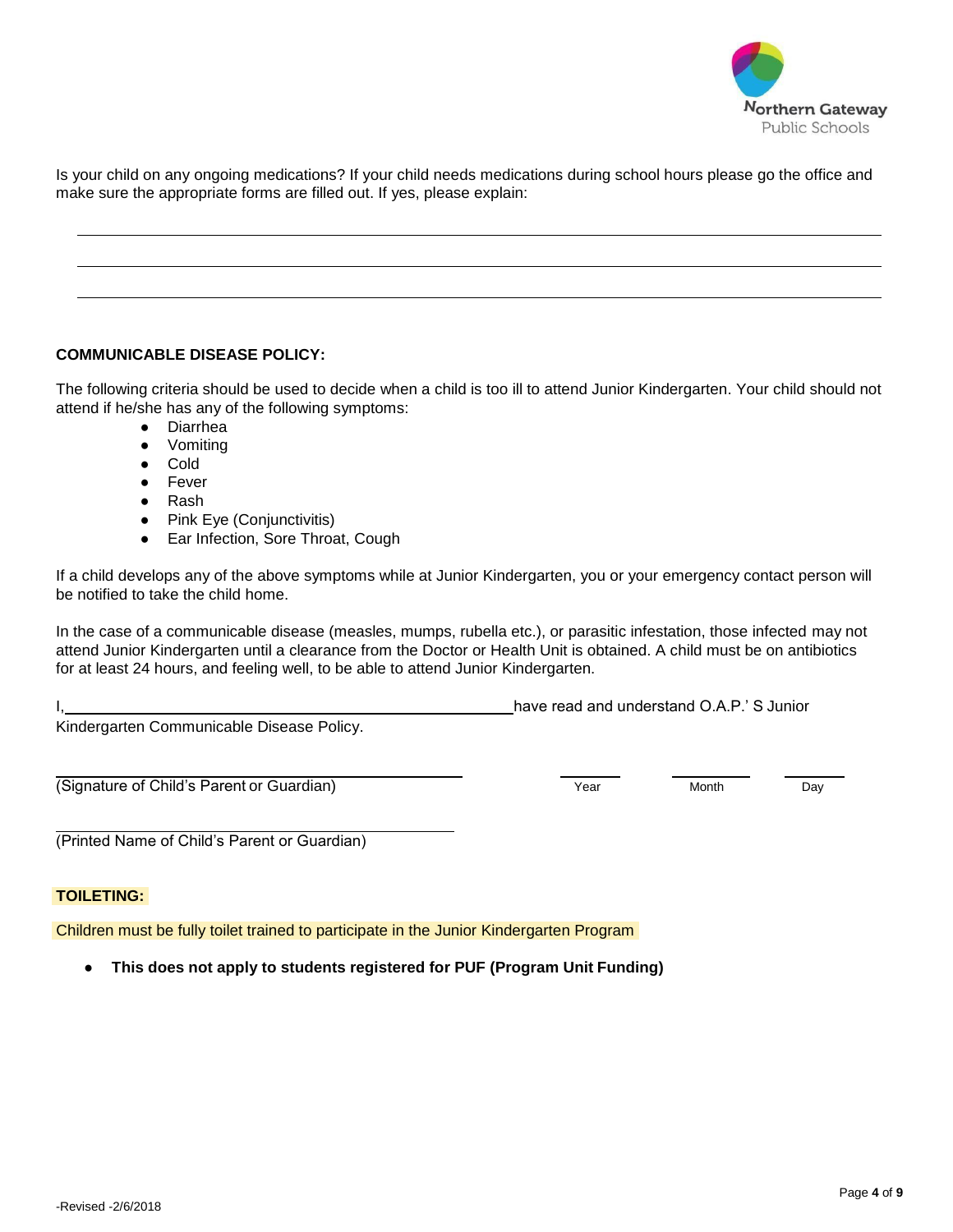Is your child on any ongoing medications? If your child needs medications during school hours please go the office and make sure the appropriate forms are filled out. If yes, please explain:

\_\_\_\_\_\_\_\_\_\_\_\_\_\_\_\_\_\_\_\_\_\_\_\_\_\_\_\_\_\_\_\_\_\_\_\_\_\_\_\_\_\_\_\_\_\_\_\_\_\_\_\_\_\_\_\_\_\_\_\_\_\_\_\_\_\_\_\_\_\_\_\_\_\_\_\_

\_\_\_\_\_\_\_\_\_\_\_\_\_\_\_\_\_\_\_\_\_\_\_\_\_\_\_\_\_\_\_\_\_\_\_\_\_\_\_\_\_\_\_\_\_\_\_\_\_\_\_\_\_\_\_\_\_\_\_\_\_\_\_\_\_\_\_\_\_\_\_\_\_\_\_\_

\_\_\_\_\_\_\_\_\_\_\_\_\_\_\_\_\_\_\_\_\_\_\_\_\_\_\_\_\_\_\_\_\_\_\_\_\_\_\_\_\_\_\_\_\_\_\_\_\_\_\_\_\_\_\_\_\_\_\_\_\_\_\_\_\_\_\_\_\_\_\_\_\_\_\_\_

**COMMUNICABLE DISEASE POLICY:**

The following criteria should be used to decide when a child is too ill to attend Junior Kindergarten. Your child should not attend if he/she has any of the following symptoms:

- Diarrhea
- Vomiting
- Cold
- Fever
- Rash
- Pink Eye (Conjunctivitis)
- Ear Infection, Sore Throat, Cough

If a child develops any of the above symptoms while at Junior Kindergarten, you or your emergency contact person will be notified to take the child home.

In the case of a communicable disease (measles, mumps, rubella etc.), or parasitic infestation, those infected may not attend Junior Kindergarten until a clearance from the Doctor or Health Unit is obtained. A child must be on antibiotics for at least 24 hours, and feeling well, to be able to attend Junior Kindergarten.

I, \_\_\_\_\_\_\_\_\_\_\_\_\_\_\_\_\_\_\_\_\_\_\_\_\_\_\_\_\_\_\_\_\_\_\_\_\_\_\_\_ have read and understand O.A.P.' S Junior Kindergarten Communicable Disease Policy.

\_\_\_\_\_\_\_\_\_\_\_\_\_\_\_\_\_\_\_\_\_\_\_\_\_\_\_\_\_\_\_\_\_\_\_\_\_\_ \_\_\_\_\_\_\_\_ \_\_\_\_\_\_\_\_ \_\_\_\_\_\_\_\_

(Signature of Child's Parent or Guardian) Year Month Day

\_\_\_\_\_\_\_\_\_\_\_\_\_\_\_\_\_\_\_\_\_\_\_\_\_\_\_\_\_\_\_\_\_\_\_\_\_\_

(Printed Name of Child's Parent or Guardian)

**TOILETING:**

Children must be fully toilet trained to participate in the Junior Kindergarten Program

- **This does not apply to students registered for PUF (Program Unit Funding)**

-Revised -2/6/2018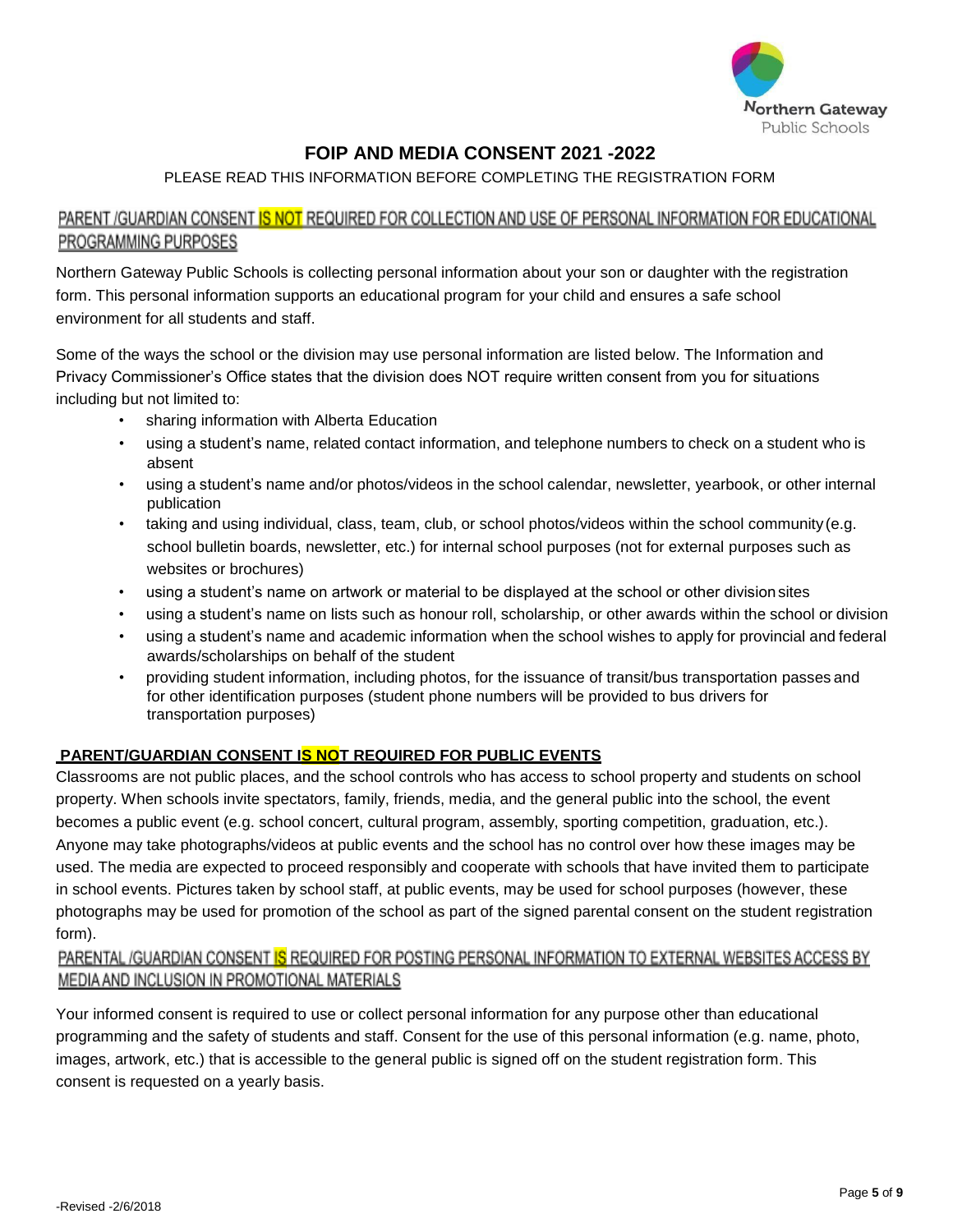# FOIP AND MEDIA CONSENT 2021 -2022

PLEASE READ THIS INFORMATION BEFORE COMPLETING THE REGISTRATION FORM

## PARENT /GUARDIAN CONSENT IS NOT REQUIRED FOR COLLECTION AND USE OF PERSONAL INFORMATION FOR EDUCATIONAL PROGRAMMING PURPOSES

Northern Gateway Public Schools is collecting personal information about your son or daughter with the registration form. This personal information supports an educational program for your child and ensures a safe school environment for all students and staff.

Some of the ways the school or the division may use personal information are listed below. The Information and Privacy Commissioner's Office states that the division does NOT require written consent from you for situations including but not limited to:

- sharing information with Alberta Education
- using a student's name, related contact information, and telephone numbers to check on a student who is absent
- using a student's name and/or photos/videos in the school calendar, newsletter, yearbook, or other internal publication
- taking and using individual, class, team, club, or school photos/videos within the school community (e.g. school bulletin boards, newsletter, etc.) for internal school purposes (not for external purposes such as websites or brochures)
- using a student's name on artwork or material to be displayed at the school or other division sites
- using a student's name on lists such as honour roll, scholarship, or other awards within the school or division
- using a student's name and academic information when the school wishes to apply for provincial and federal awards/scholarships on behalf of the student
- providing student information, including photos, for the issuance of transit/bus transportation passes and for other identification purposes (student phone numbers will be provided to bus drivers for transportation purposes)

## PARENT/GUARDIAN CONSENT IS NOT REQUIRED FOR PUBLIC EVENTS

Classrooms are not public places, and the school controls who has access to school property and students on school property. When schools invite spectators, family, friends, media, and the general public into the school, the event becomes a public event (e.g. school concert, cultural program, assembly, sporting competition, graduation, etc.). Anyone may take photographs/videos at public events and the school has no control over how these images may be used. The media are expected to proceed responsibly and cooperate with schools that have invited them to participate in school events. Pictures taken by school staff, at public events, may be used for school purposes (however, these photographs may be used for promotion of the school as part of the signed parental consent on the student registration form).

## PARENTAL /GUARDIAN CONSENT IS REQUIRED FOR POSTING PERSONAL INFORMATION TO EXTERNAL WEBSITES ACCESS BY MEDIA AND INCLUSION IN PROMOTIONAL MATERIALS

Your informed consent is required to use or collect personal information for any purpose other than educational programming and the safety of students and staff. Consent for the use of this personal information (e.g. name, photo, images, artwork, etc.) that is accessible to the general public is signed off on the student registration form. This consent is requested on a yearly basis.

-Revised -2/6/2018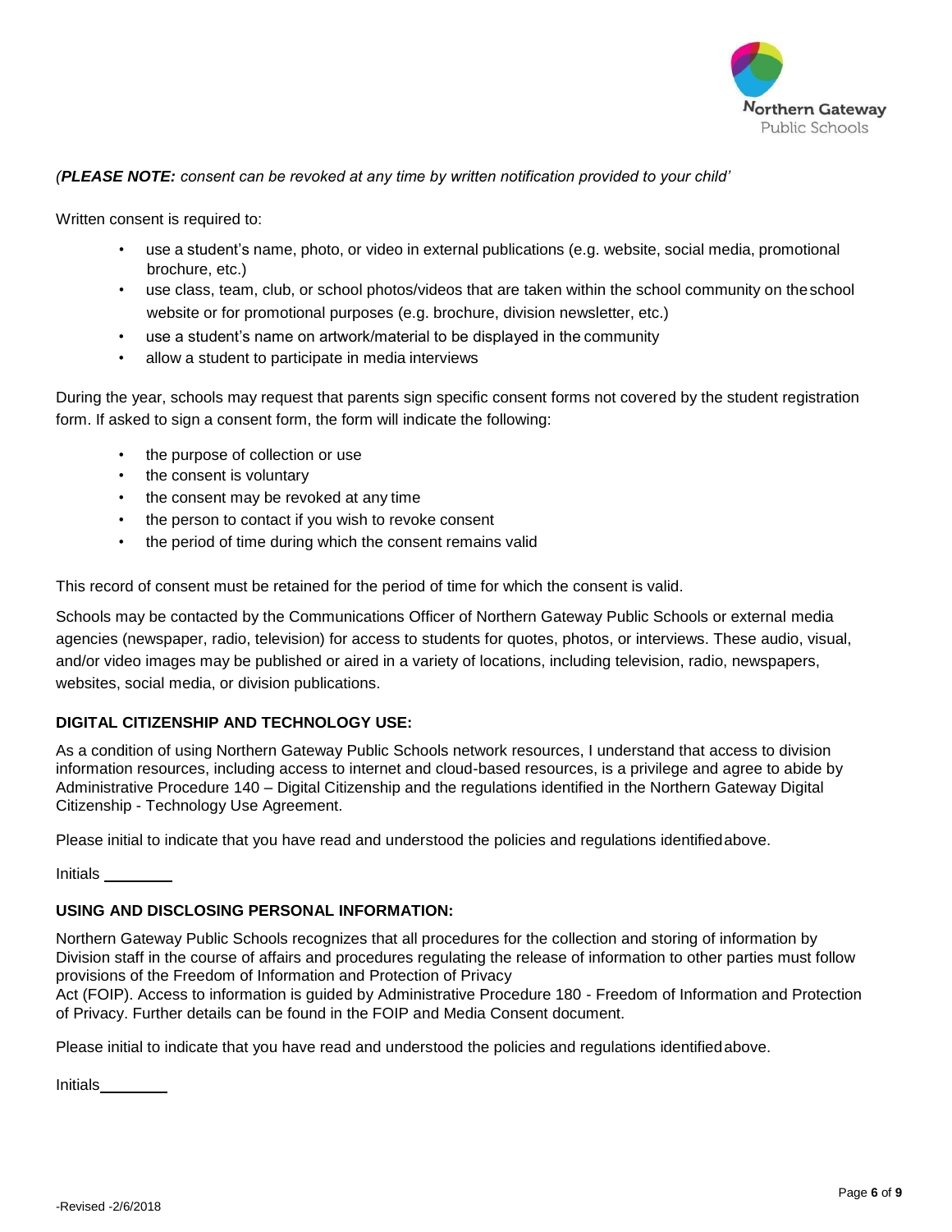(***PLEASE NOTE:*** *consent can be revoked at any time by written notification provided to your child'*

Written consent is required to:

- use a student's name, photo, or video in external publications (e.g. website, social media, promotional brochure, etc.)
- use class, team, club, or school photos/videos that are taken within the school community on the school website or for promotional purposes (e.g. brochure, division newsletter, etc.)
- use a student's name on artwork/material to be displayed in the community
- allow a student to participate in media interviews

During the year, schools may request that parents sign specific consent forms not covered by the student registration form. If asked to sign a consent form, the form will indicate the following:

- the purpose of collection or use
- the consent is voluntary
- the consent may be revoked at any time
- the person to contact if you wish to revoke consent
- the period of time during which the consent remains valid

This record of consent must be retained for the period of time for which the consent is valid.

Schools may be contacted by the Communications Officer of Northern Gateway Public Schools or external media agencies (newspaper, radio, television) for access to students for quotes, photos, or interviews. These audio, visual, and/or video images may be published or aired in a variety of locations, including television, radio, newspapers, websites, social media, or division publications.

**DIGITAL CITIZENSHIP AND TECHNOLOGY USE:**

As a condition of using Northern Gateway Public Schools network resources, I understand that access to division information resources, including access to internet and cloud-based resources, is a privilege and agree to abide by Administrative Procedure 140 – Digital Citizenship and the regulations identified in the Northern Gateway Digital Citizenship - Technology Use Agreement.

Please initial to indicate that you have read and understood the policies and regulations identified above.

Initials ________

**USING AND DISCLOSING PERSONAL INFORMATION:**

Northern Gateway Public Schools recognizes that all procedures for the collection and storing of information by Division staff in the course of affairs and procedures regulating the release of information to other parties must follow provisions of the Freedom of Information and Protection of Privacy Act (FOIP). Access to information is guided by Administrative Procedure 180 - Freedom of Information and Protection of Privacy. Further details can be found in the FOIP and Media Consent document.

Please initial to indicate that you have read and understood the policies and regulations identified above.

Initials________

-Revised -2/6/2018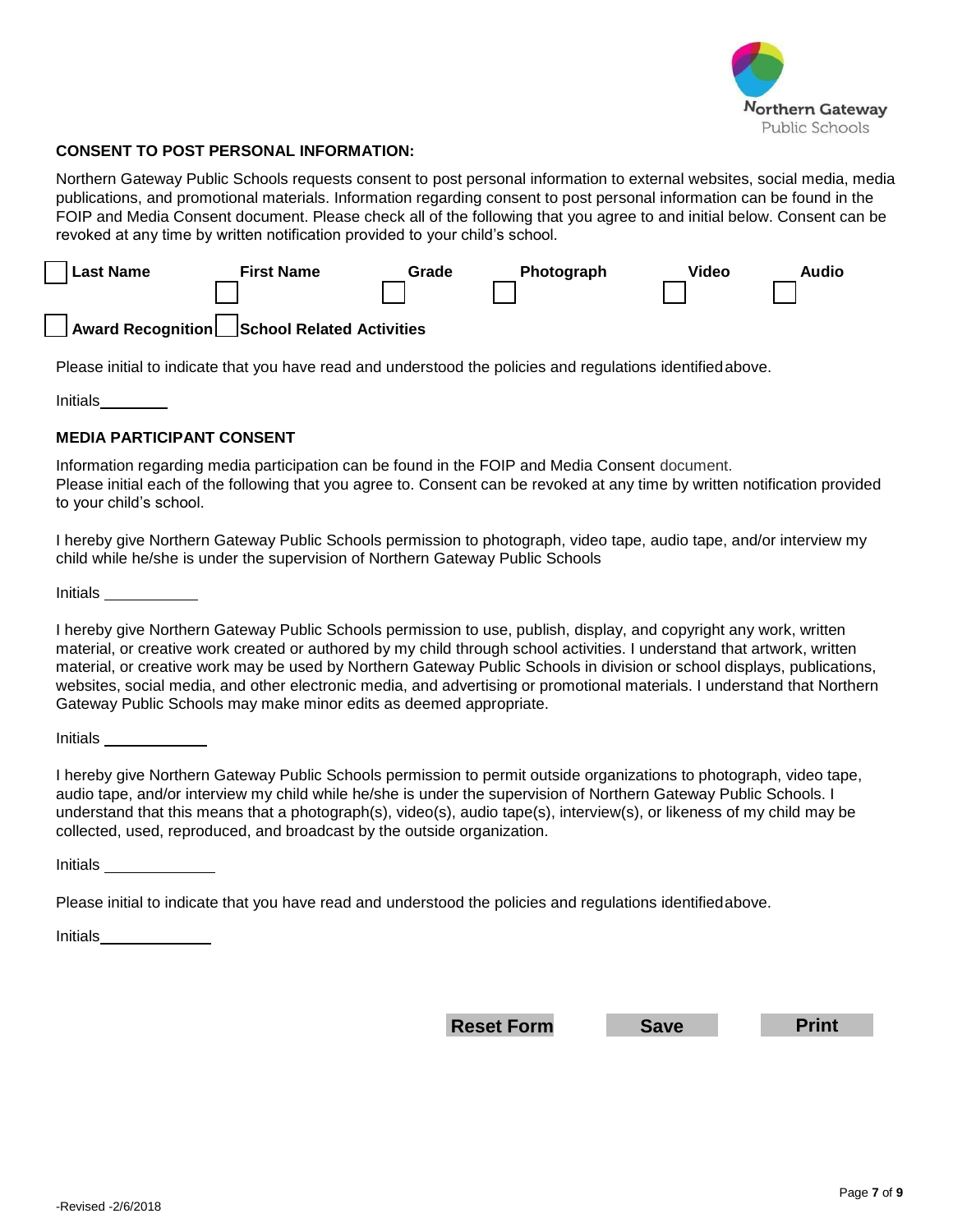**CONSENT TO POST PERSONAL INFORMATION:**

Northern Gateway Public Schools requests consent to post personal information to external websites, social media, media publications, and promotional materials. Information regarding consent to post personal information can be found in the FOIP and Media Consent document. Please check all of the following that you agree to and initial below. Consent can be revoked at any time by written notification provided to your child's school.

☐ **Last Name** ☐ **First Name** ☐ **Grade** ☐ **Photograph** ☐ **Video** ☐ **Audio**

☐ **Award Recognition** ☐ **School Related Activities**

Please initial to indicate that you have read and understood the policies and regulations identified above.

Initials________

**MEDIA PARTICIPANT CONSENT**

Information regarding media participation can be found in the FOIP and Media Consent document.
Please initial each of the following that you agree to. Consent can be revoked at any time by written notification provided to your child's school.

I hereby give Northern Gateway Public Schools permission to photograph, video tape, audio tape, and/or interview my child while he/she is under the supervision of Northern Gateway Public Schools

Initials ___________

I hereby give Northern Gateway Public Schools permission to use, publish, display, and copyright any work, written material, or creative work created or authored by my child through school activities. I understand that artwork, written material, or creative work may be used by Northern Gateway Public Schools in division or school displays, publications, websites, social media, and other electronic media, and advertising or promotional materials. I understand that Northern Gateway Public Schools may make minor edits as deemed appropriate.

Initials ____________

I hereby give Northern Gateway Public Schools permission to permit outside organizations to photograph, video tape, audio tape, and/or interview my child while he/she is under the supervision of Northern Gateway Public Schools. I understand that this means that a photograph(s), video(s), audio tape(s), interview(s), or likeness of my child may be collected, used, reproduced, and broadcast by the outside organization.

Initials _____________

Please initial to indicate that you have read and understood the policies and regulations identified above.

Initials_____________

Reset Form | Save | Print

-Revised -2/6/2018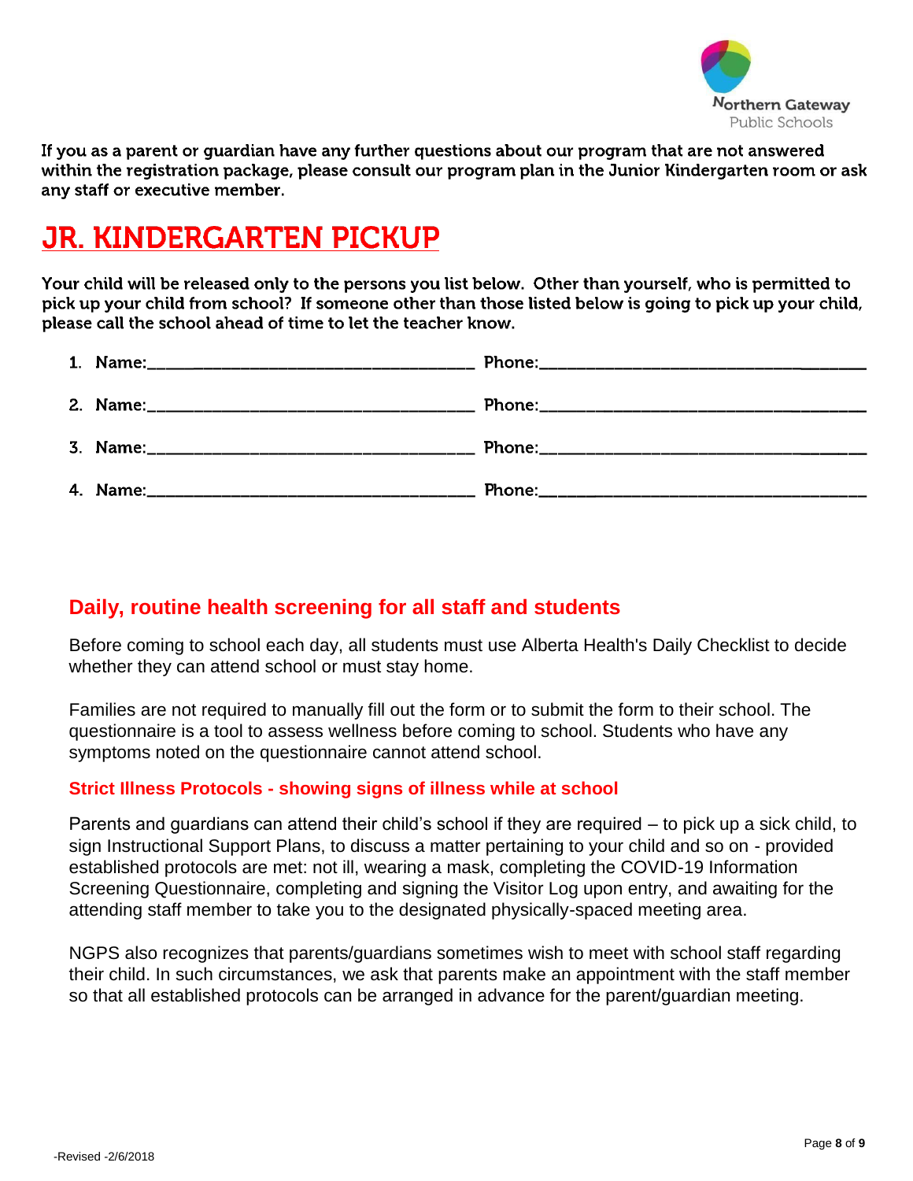If you as a parent or guardian have any further questions about our program that are not answered within the registration package, please consult our program plan in the Junior Kindergarten room or ask any staff or executive member.

# JR. KINDERGARTEN PICKUP

Your child will be released only to the persons you list below. Other than yourself, who is permitted to pick up your child from school? If someone other than those listed below is going to pick up your child, please call the school ahead of time to let the teacher know.

1. Name:\_\_\_\_\_\_\_\_\_\_\_\_\_\_\_\_\_\_\_\_\_\_\_\_\_\_\_\_\_\_\_\_\_\_\_\_ Phone:\_\_\_\_\_\_\_\_\_\_\_\_\_\_\_\_\_\_\_\_\_\_\_\_\_\_\_\_\_\_\_\_\_\_\_\_
2. Name:\_\_\_\_\_\_\_\_\_\_\_\_\_\_\_\_\_\_\_\_\_\_\_\_\_\_\_\_\_\_\_\_\_\_\_\_ Phone:\_\_\_\_\_\_\_\_\_\_\_\_\_\_\_\_\_\_\_\_\_\_\_\_\_\_\_\_\_\_\_\_\_\_\_\_
3. Name:\_\_\_\_\_\_\_\_\_\_\_\_\_\_\_\_\_\_\_\_\_\_\_\_\_\_\_\_\_\_\_\_\_\_\_\_ Phone:\_\_\_\_\_\_\_\_\_\_\_\_\_\_\_\_\_\_\_\_\_\_\_\_\_\_\_\_\_\_\_\_\_\_\_\_
4. Name:\_\_\_\_\_\_\_\_\_\_\_\_\_\_\_\_\_\_\_\_\_\_\_\_\_\_\_\_\_\_\_\_\_\_\_\_ Phone:\_\_\_\_\_\_\_\_\_\_\_\_\_\_\_\_\_\_\_\_\_\_\_\_\_\_\_\_\_\_\_\_\_\_\_\_

## Daily, routine health screening for all staff and students

Before coming to school each day, all students must use Alberta Health's Daily Checklist to decide whether they can attend school or must stay home.

Families are not required to manually fill out the form or to submit the form to their school. The questionnaire is a tool to assess wellness before coming to school. Students who have any symptoms noted on the questionnaire cannot attend school.

### Strict Illness Protocols - showing signs of illness while at school

Parents and guardians can attend their child's school if they are required – to pick up a sick child, to sign Instructional Support Plans, to discuss a matter pertaining to your child and so on - provided established protocols are met: not ill, wearing a mask, completing the COVID-19 Information Screening Questionnaire, completing and signing the Visitor Log upon entry, and awaiting for the attending staff member to take you to the designated physically-spaced meeting area.

NGPS also recognizes that parents/guardians sometimes wish to meet with school staff regarding their child. In such circumstances, we ask that parents make an appointment with the staff member so that all established protocols can be arranged in advance for the parent/guardian meeting.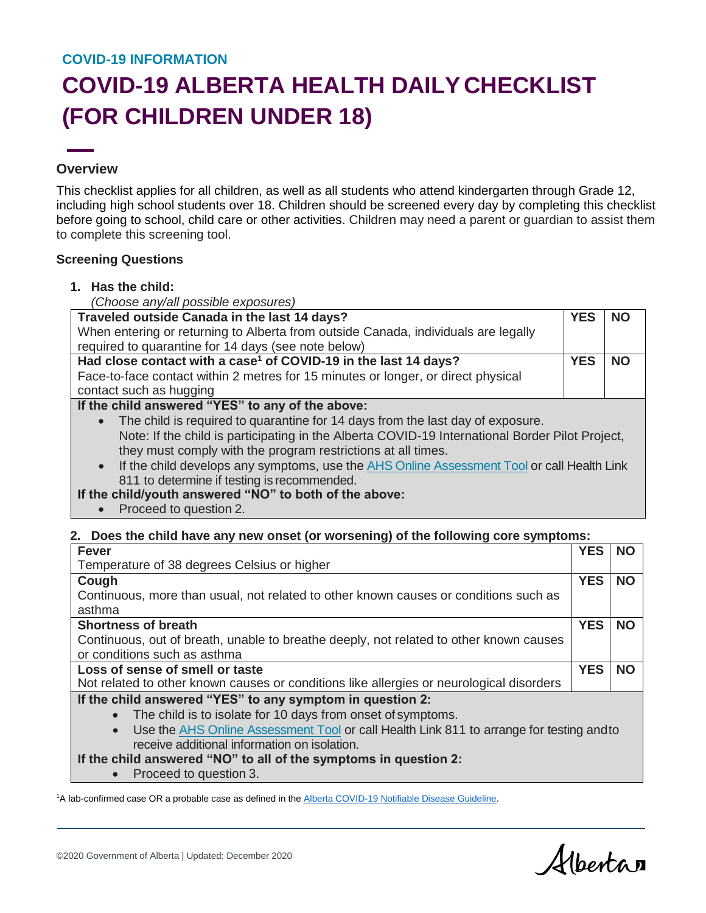COVID-19 INFORMATION

# COVID-19 ALBERTA HEALTH DAILY CHECKLIST (FOR CHILDREN UNDER 18)

## Overview

This checklist applies for all children, as well as all students who attend kindergarten through Grade 12, including high school students over 18. Children should be screened every day by completing this checklist before going to school, child care or other activities. Children may need a parent or guardian to assist them to complete this screening tool.

### Screening Questions

**1. Has the child:**

*(Choose any/all possible exposures)*

| | | |
|---|---|---|
| **Traveled outside Canada in the last 14 days?** When entering or returning to Alberta from outside Canada, individuals are legally required to quarantine for 14 days (see note below) | **YES** | **NO** |
| **Had close contact with a case[1] of COVID-19 in the last 14 days?** Face-to-face contact within 2 metres for 15 minutes or longer, or direct physical contact such as hugging | **YES** | **NO** |

**If the child answered "YES" to any of the above:**

- The child is required to quarantine for 14 days from the last day of exposure. Note: If the child is participating in the Alberta COVID-19 International Border Pilot Project, they must comply with the program restrictions at all times.
- If the child develops any symptoms, use the AHS Online Assessment Tool or call Health Link 811 to determine if testing is recommended.

**If the child/youth answered "NO" to both of the above:**

- Proceed to question 2.

**2. Does the child have any new onset (or worsening) of the following core symptoms:**

| | | |
|---|---|---|
| **Fever** Temperature of 38 degrees Celsius or higher | **YES** | **NO** |
| **Cough** Continuous, more than usual, not related to other known causes or conditions such as asthma | **YES** | **NO** |
| **Shortness of breath** Continuous, out of breath, unable to breathe deeply, not related to other known causes or conditions such as asthma | **YES** | **NO** |
| **Loss of sense of smell or taste** Not related to other known causes or conditions like allergies or neurological disorders | **YES** | **NO** |

**If the child answered "YES" to any symptom in question 2:**

- The child is to isolate for 10 days from onset of symptoms.
- Use the AHS Online Assessment Tool or call Health Link 811 to arrange for testing and to receive additional information on isolation.

**If the child answered "NO" to all of the symptoms in question 2:**

- Proceed to question 3.

[1]A lab-confirmed case OR a probable case as defined in the Alberta COVID-19 Notifiable Disease Guideline.

©2020 Government of Alberta | Updated: December 2020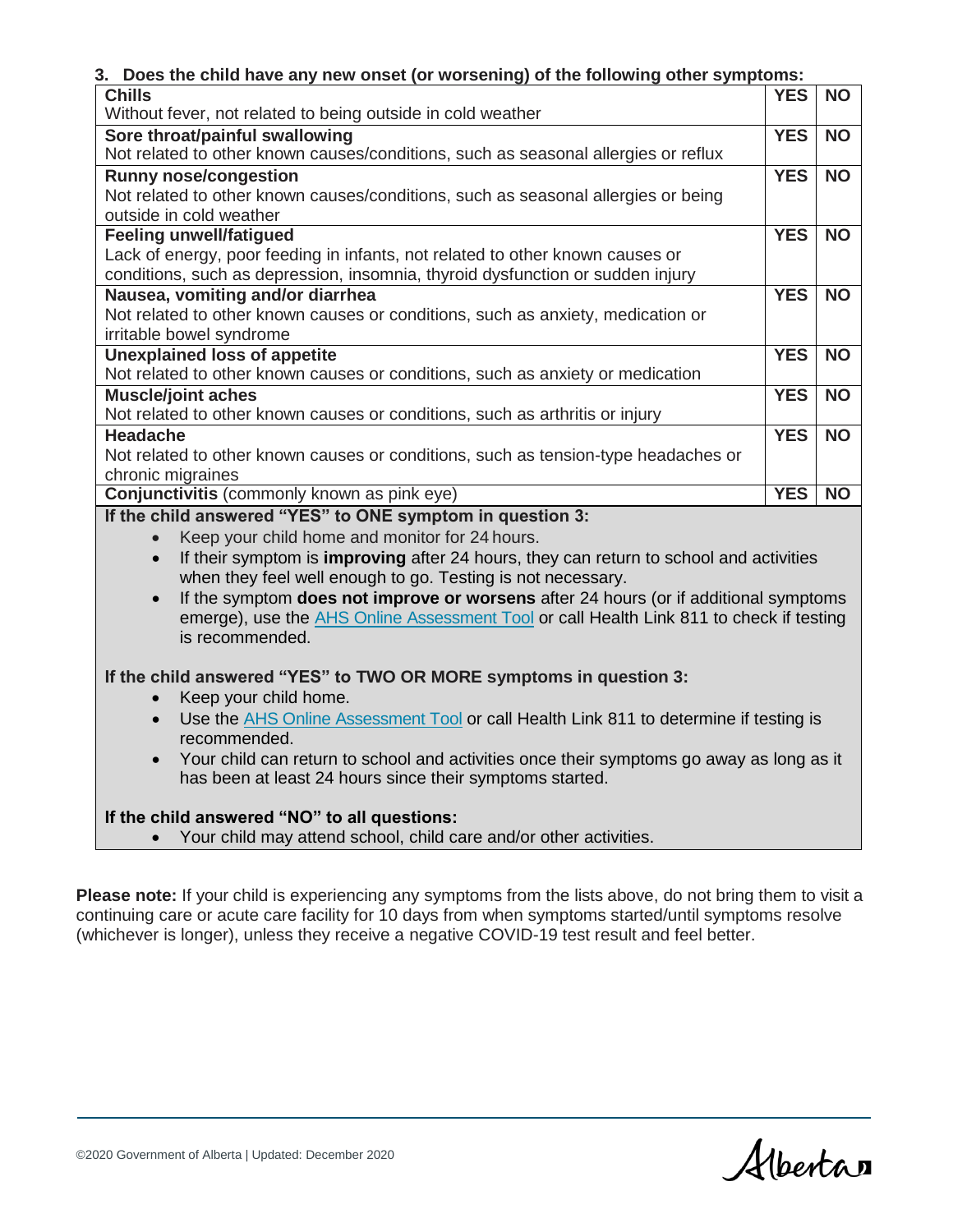**3. Does the child have any new onset (or worsening) of the following other symptoms:**

| | | |
|---|---|---|
| **Chills**<br>Without fever, not related to being outside in cold weather | **YES** | **NO** |
| **Sore throat/painful swallowing**<br>Not related to other known causes/conditions, such as seasonal allergies or reflux | **YES** | **NO** |
| **Runny nose/congestion**<br>Not related to other known causes/conditions, such as seasonal allergies or being outside in cold weather | **YES** | **NO** |
| **Feeling unwell/fatigued**<br>Lack of energy, poor feeding in infants, not related to other known causes or conditions, such as depression, insomnia, thyroid dysfunction or sudden injury | **YES** | **NO** |
| **Nausea, vomiting and/or diarrhea**<br>Not related to other known causes or conditions, such as anxiety, medication or irritable bowel syndrome | **YES** | **NO** |
| **Unexplained loss of appetite**<br>Not related to other known causes or conditions, such as anxiety or medication | **YES** | **NO** |
| **Muscle/joint aches**<br>Not related to other known causes or conditions, such as arthritis or injury | **YES** | **NO** |
| **Headache**<br>Not related to other known causes or conditions, such as tension-type headaches or chronic migraines | **YES** | **NO** |
| **Conjunctivitis** (commonly known as pink eye) | **YES** | **NO** |

**If the child answered "YES" to ONE symptom in question 3:**

- Keep your child home and monitor for 24 hours.
- If their symptom is **improving** after 24 hours, they can return to school and activities when they feel well enough to go. Testing is not necessary.
- If the symptom **does not improve or worsens** after 24 hours (or if additional symptoms emerge), use the AHS Online Assessment Tool or call Health Link 811 to check if testing is recommended.

**If the child answered "YES" to TWO OR MORE symptoms in question 3:**

- Keep your child home.
- Use the AHS Online Assessment Tool or call Health Link 811 to determine if testing is recommended.
- Your child can return to school and activities once their symptoms go away as long as it has been at least 24 hours since their symptoms started.

**If the child answered "NO" to all questions:**

- Your child may attend school, child care and/or other activities.

**Please note:** If your child is experiencing any symptoms from the lists above, do not bring them to visit a continuing care or acute care facility for 10 days from when symptoms started/until symptoms resolve (whichever is longer), unless they receive a negative COVID-19 test result and feel better.

©2020 Government of Alberta | Updated: December 2020